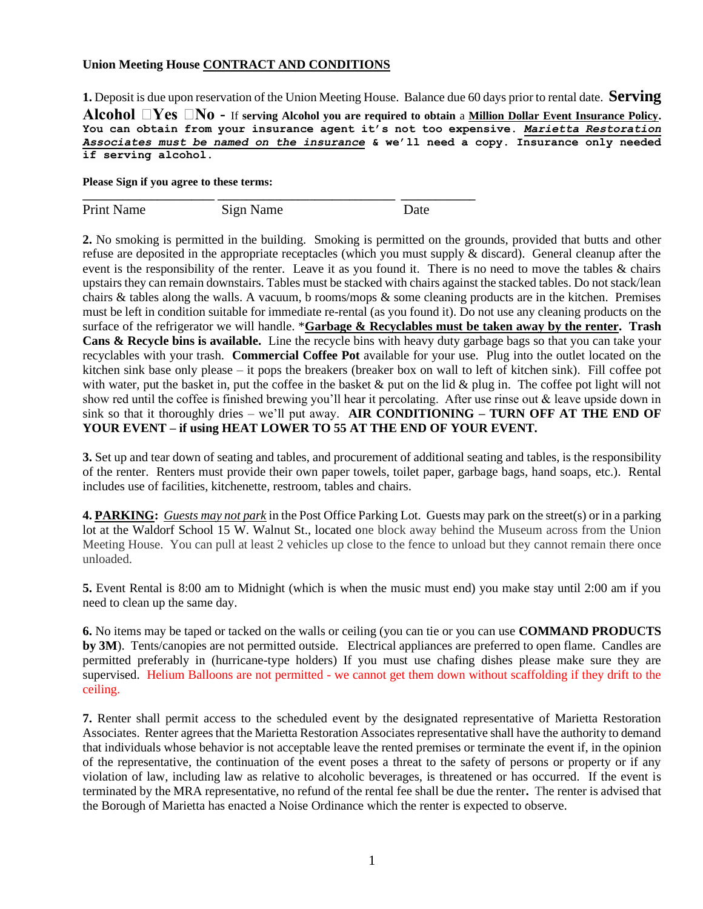**Union Meeting House <u>CONTRACT AND CONDITIONS</u>**

**1.** Deposit is due upon reservation of the Union Meeting House. Balance due 60 days prior to rental date. **Serving Alcohol ☐Yes ☐No -** If **serving Alcohol you are required to obtain** a **<u>Million Dollar Event Insurance Policy</u>. You can obtain from your insurance agent it's not too expensive. *<u>Marietta Restoration Associates must be named on the insurance</u>* & we'll need a copy. Insurance only needed if serving alcohol.**

**Please Sign if you agree to these terms:**

| \_\_\_\_\_\_\_\_\_\_\_\_\_\_\_\_\_\_\_\_ | \_\_\_\_\_\_\_\_\_\_\_\_\_\_\_\_\_\_\_\_\_\_\_\_\_\_\_ | \_\_\_\_\_\_\_\_\_\_\_ |
|---|---|---|
| Print Name | Sign Name | Date |

**2.** No smoking is permitted in the building. Smoking is permitted on the grounds, provided that butts and other refuse are deposited in the appropriate receptacles (which you must supply & discard). General cleanup after the event is the responsibility of the renter. Leave it as you found it. There is no need to move the tables & chairs upstairs they can remain downstairs. Tables must be stacked with chairs against the stacked tables. Do not stack/lean chairs & tables along the walls. A vacuum, b rooms/mops & some cleaning products are in the kitchen. Premises must be left in condition suitable for immediate re-rental (as you found it). Do not use any cleaning products on the surface of the refrigerator we will handle. ***<u>Garbage & Recyclables must be taken away by the renter</u>. Trash Cans & Recycle bins is available.** Line the recycle bins with heavy duty garbage bags so that you can take your recyclables with your trash. **Commercial Coffee Pot** available for your use. Plug into the outlet located on the kitchen sink base only please – it pops the breakers (breaker box on wall to left of kitchen sink). Fill coffee pot with water, put the basket in, put the coffee in the basket & put on the lid & plug in. The coffee pot light will not show red until the coffee is finished brewing you'll hear it percolating. After use rinse out & leave upside down in sink so that it thoroughly dries – we'll put away. **AIR CONDITIONING – TURN OFF AT THE END OF YOUR EVENT – if using HEAT LOWER TO 55 AT THE END OF YOUR EVENT.**

**3.** Set up and tear down of seating and tables, and procurement of additional seating and tables, is the responsibility of the renter. Renters must provide their own paper towels, toilet paper, garbage bags, hand soaps, etc.). Rental includes use of facilities, kitchenette, restroom, tables and chairs.

**4. <u>PARKING</u>:** *<u>Guests may not park</u>* in the Post Office Parking Lot. Guests may park on the street(s) or in a parking lot at the Waldorf School 15 W. Walnut St., located one block away behind the Museum across from the Union Meeting House. You can pull at least 2 vehicles up close to the fence to unload but they cannot remain there once unloaded.

**5.** Event Rental is 8:00 am to Midnight (which is when the music must end) you make stay until 2:00 am if you need to clean up the same day.

**6.** No items may be taped or tacked on the walls or ceiling (you can tie or you can use **COMMAND PRODUCTS by 3M**). Tents/canopies are not permitted outside. Electrical appliances are preferred to open flame. Candles are permitted preferably in (hurricane-type holders) If you must use chafing dishes please make sure they are supervised. Helium Balloons are not permitted - we cannot get them down without scaffolding if they drift to the ceiling.

**7.** Renter shall permit access to the scheduled event by the designated representative of Marietta Restoration Associates. Renter agrees that the Marietta Restoration Associates representative shall have the authority to demand that individuals whose behavior is not acceptable leave the rented premises or terminate the event if, in the opinion of the representative, the continuation of the event poses a threat to the safety of persons or property or if any violation of law, including law as relative to alcoholic beverages, is threatened or has occurred. If the event is terminated by the MRA representative, no refund of the rental fee shall be due the renter**.** The renter is advised that the Borough of Marietta has enacted a Noise Ordinance which the renter is expected to observe.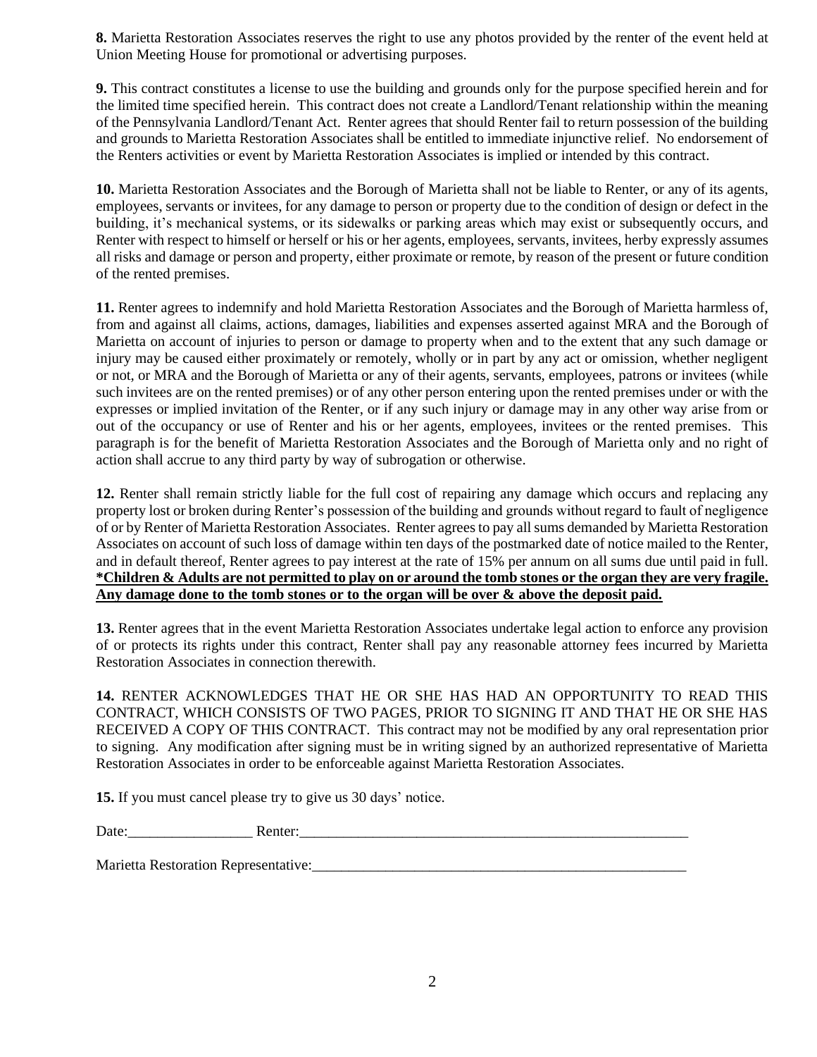**8.** Marietta Restoration Associates reserves the right to use any photos provided by the renter of the event held at Union Meeting House for promotional or advertising purposes.

**9.** This contract constitutes a license to use the building and grounds only for the purpose specified herein and for the limited time specified herein. This contract does not create a Landlord/Tenant relationship within the meaning of the Pennsylvania Landlord/Tenant Act. Renter agrees that should Renter fail to return possession of the building and grounds to Marietta Restoration Associates shall be entitled to immediate injunctive relief. No endorsement of the Renters activities or event by Marietta Restoration Associates is implied or intended by this contract.

**10.** Marietta Restoration Associates and the Borough of Marietta shall not be liable to Renter, or any of its agents, employees, servants or invitees, for any damage to person or property due to the condition of design or defect in the building, it's mechanical systems, or its sidewalks or parking areas which may exist or subsequently occurs, and Renter with respect to himself or herself or his or her agents, employees, servants, invitees, herby expressly assumes all risks and damage or person and property, either proximate or remote, by reason of the present or future condition of the rented premises.

**11.** Renter agrees to indemnify and hold Marietta Restoration Associates and the Borough of Marietta harmless of, from and against all claims, actions, damages, liabilities and expenses asserted against MRA and the Borough of Marietta on account of injuries to person or damage to property when and to the extent that any such damage or injury may be caused either proximately or remotely, wholly or in part by any act or omission, whether negligent or not, or MRA and the Borough of Marietta or any of their agents, servants, employees, patrons or invitees (while such invitees are on the rented premises) or of any other person entering upon the rented premises under or with the expresses or implied invitation of the Renter, or if any such injury or damage may in any other way arise from or out of the occupancy or use of Renter and his or her agents, employees, invitees or the rented premises. This paragraph is for the benefit of Marietta Restoration Associates and the Borough of Marietta only and no right of action shall accrue to any third party by way of subrogation or otherwise.

**12.** Renter shall remain strictly liable for the full cost of repairing any damage which occurs and replacing any property lost or broken during Renter's possession of the building and grounds without regard to fault of negligence of or by Renter of Marietta Restoration Associates. Renter agrees to pay all sums demanded by Marietta Restoration Associates on account of such loss of damage within ten days of the postmarked date of notice mailed to the Renter, and in default thereof, Renter agrees to pay interest at the rate of 15% per annum on all sums due until paid in full. **\*Children & Adults are not permitted to play on or around the tomb stones or the organ they are very fragile. Any damage done to the tomb stones or to the organ will be over & above the deposit paid.**

**13.** Renter agrees that in the event Marietta Restoration Associates undertake legal action to enforce any provision of or protects its rights under this contract, Renter shall pay any reasonable attorney fees incurred by Marietta Restoration Associates in connection therewith.

**14.** RENTER ACKNOWLEDGES THAT HE OR SHE HAS HAD AN OPPORTUNITY TO READ THIS CONTRACT, WHICH CONSISTS OF TWO PAGES, PRIOR TO SIGNING IT AND THAT HE OR SHE HAS RECEIVED A COPY OF THIS CONTRACT. This contract may not be modified by any oral representation prior to signing. Any modification after signing must be in writing signed by an authorized representative of Marietta Restoration Associates in order to be enforceable against Marietta Restoration Associates.

**15.** If you must cancel please try to give us 30 days' notice.

Date:_________________ Renter:_______________________________________________________

Marietta Restoration Representative:_____________________________________________________